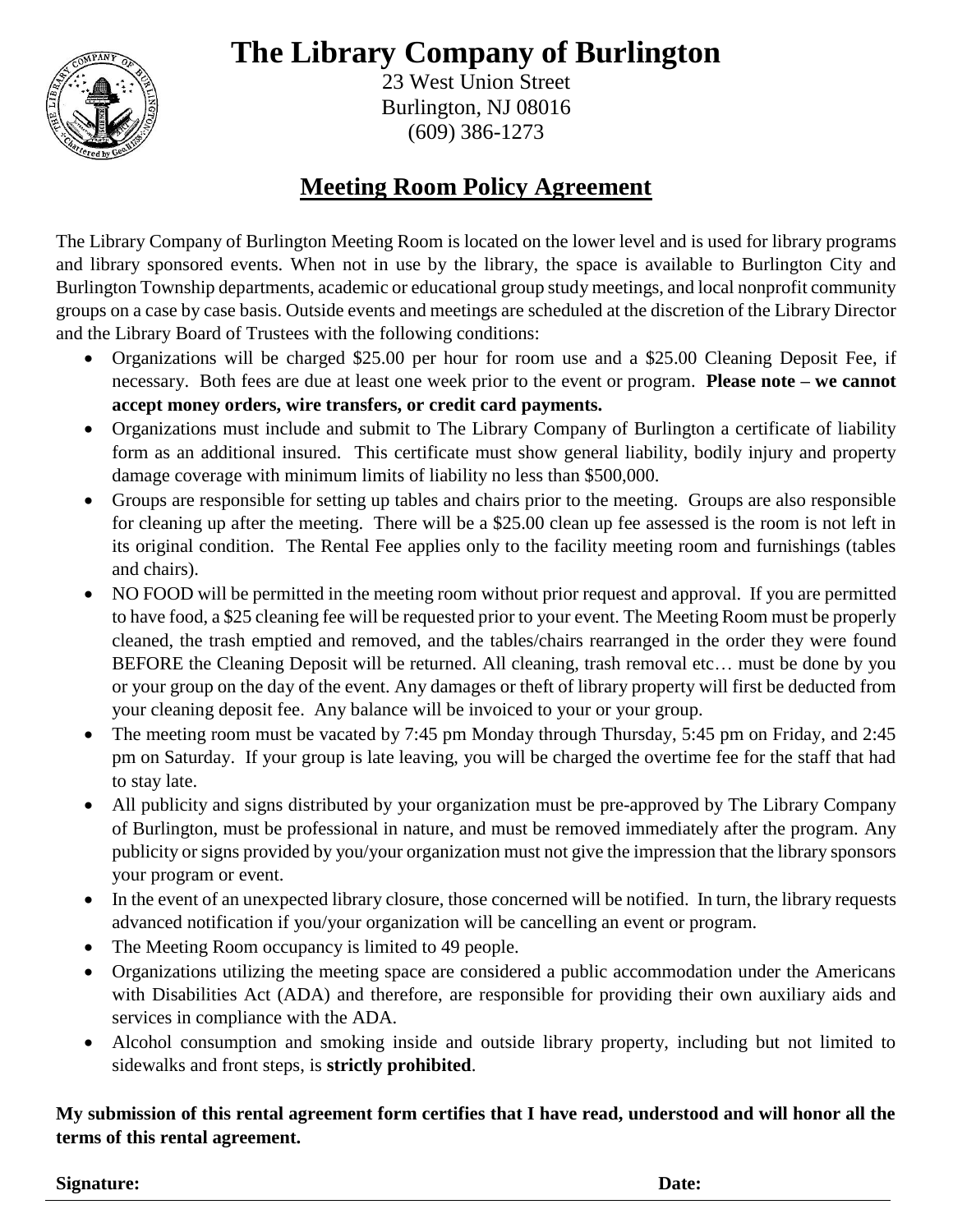# The Library Company of Burlington

23 West Union Street
Burlington, NJ 08016
(609) 386-1273

## Meeting Room Policy Agreement

The Library Company of Burlington Meeting Room is located on the lower level and is used for library programs and library sponsored events. When not in use by the library, the space is available to Burlington City and Burlington Township departments, academic or educational group study meetings, and local nonprofit community groups on a case by case basis. Outside events and meetings are scheduled at the discretion of the Library Director and the Library Board of Trustees with the following conditions:

- Organizations will be charged $25.00 per hour for room use and a $25.00 Cleaning Deposit Fee, if necessary. Both fees are due at least one week prior to the event or program. **Please note – we cannot accept money orders, wire transfers, or credit card payments.**
- Organizations must include and submit to The Library Company of Burlington a certificate of liability form as an additional insured. This certificate must show general liability, bodily injury and property damage coverage with minimum limits of liability no less than $500,000.
- Groups are responsible for setting up tables and chairs prior to the meeting. Groups are also responsible for cleaning up after the meeting. There will be a $25.00 clean up fee assessed is the room is not left in its original condition. The Rental Fee applies only to the facility meeting room and furnishings (tables and chairs).
- NO FOOD will be permitted in the meeting room without prior request and approval. If you are permitted to have food, a $25 cleaning fee will be requested prior to your event. The Meeting Room must be properly cleaned, the trash emptied and removed, and the tables/chairs rearranged in the order they were found BEFORE the Cleaning Deposit will be returned. All cleaning, trash removal etc… must be done by you or your group on the day of the event. Any damages or theft of library property will first be deducted from your cleaning deposit fee. Any balance will be invoiced to your or your group.
- The meeting room must be vacated by 7:45 pm Monday through Thursday, 5:45 pm on Friday, and 2:45 pm on Saturday. If your group is late leaving, you will be charged the overtime fee for the staff that had to stay late.
- All publicity and signs distributed by your organization must be pre-approved by The Library Company of Burlington, must be professional in nature, and must be removed immediately after the program. Any publicity or signs provided by you/your organization must not give the impression that the library sponsors your program or event.
- In the event of an unexpected library closure, those concerned will be notified. In turn, the library requests advanced notification if you/your organization will be cancelling an event or program.
- The Meeting Room occupancy is limited to 49 people.
- Organizations utilizing the meeting space are considered a public accommodation under the Americans with Disabilities Act (ADA) and therefore, are responsible for providing their own auxiliary aids and services in compliance with the ADA.
- Alcohol consumption and smoking inside and outside library property, including but not limited to sidewalks and front steps, is **strictly prohibited**.

**My submission of this rental agreement form certifies that I have read, understood and will honor all the terms of this rental agreement.**

**Signature:** **Date:**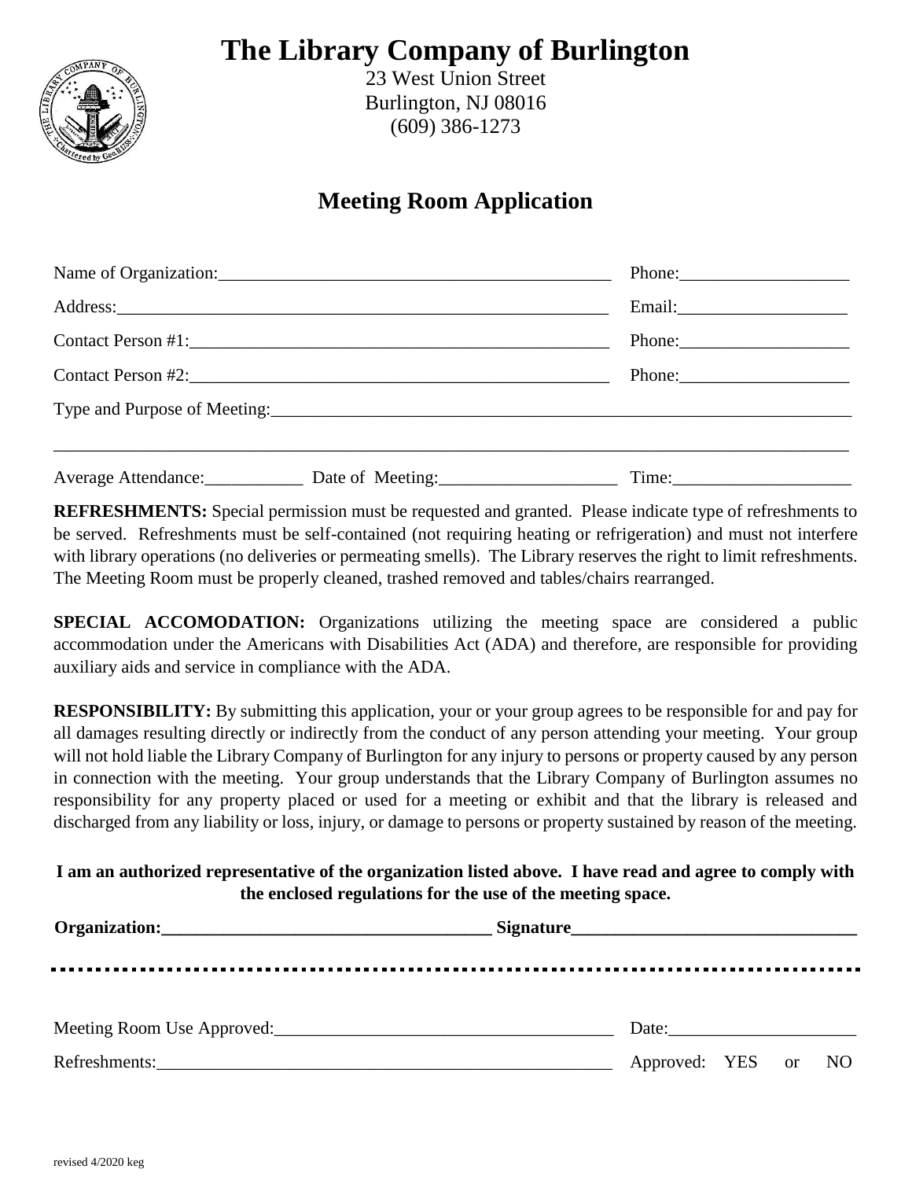# The Library Company of Burlington

23 West Union Street
Burlington, NJ 08016
(609) 386-1273

## Meeting Room Application

Name of Organization:_____________________________________________ Phone:___________________

Address:_________________________________________________________ Email:___________________

Contact Person #1:_________________________________________________ Phone:___________________

Contact Person #2:_________________________________________________ Phone:___________________

Type and Purpose of Meeting:_____________________________________________________________________

_________________________________________________________________________________________

Average Attendance:___________ Date of Meeting:____________________ Time:____________________

**REFRESHMENTS:** Special permission must be requested and granted. Please indicate type of refreshments to be served. Refreshments must be self-contained (not requiring heating or refrigeration) and must not interfere with library operations (no deliveries or permeating smells). The Library reserves the right to limit refreshments. The Meeting Room must be properly cleaned, trashed removed and tables/chairs rearranged.

**SPECIAL ACCOMODATION:** Organizations utilizing the meeting space are considered a public accommodation under the Americans with Disabilities Act (ADA) and therefore, are responsible for providing auxiliary aids and service in compliance with the ADA.

**RESPONSIBILITY:** By submitting this application, your or your group agrees to be responsible for and pay for all damages resulting directly or indirectly from the conduct of any person attending your meeting. Your group will not hold liable the Library Company of Burlington for any injury to persons or property caused by any person in connection with the meeting. Your group understands that the Library Company of Burlington assumes no responsibility for any property placed or used for a meeting or exhibit and that the library is released and discharged from any liability or loss, injury, or damage to persons or property sustained by reason of the meeting.

**I am an authorized representative of the organization listed above. I have read and agree to comply with the enclosed regulations for the use of the meeting space.**

**Organization:____________________________________ Signature________________________________**

---

Meeting Room Use Approved:______________________________________ Date:_____________________

Refreshments:_____________________________________________________ Approved: YES or NO

revised 4/2020 keg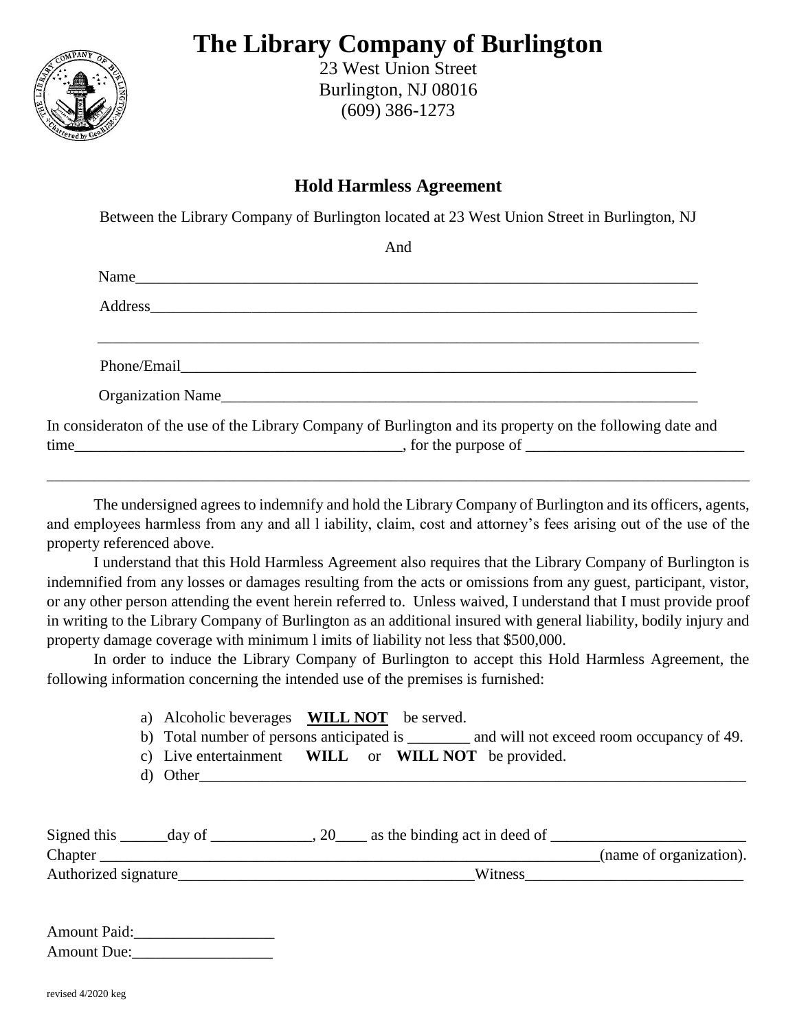# The Library Company of Burlington

23 West Union Street
Burlington, NJ 08016
(609) 386-1273

## Hold Harmless Agreement

Between the Library Company of Burlington located at 23 West Union Street in Burlington, NJ

And

Name_______________________________________________________________________

Address_____________________________________________________________________

___________________________________________________________________________

Phone/Email__________________________________________________________________

Organization Name_____________________________________________________________

In consideraton of the use of the Library Company of Burlington and its property on the following date and time__________________________________________, for the purpose of ___________________________

___________________________________________________________________________________________

The undersigned agrees to indemnify and hold the Library Company of Burlington and its officers, agents, and employees harmless from any and all l iability, claim, cost and attorney's fees arising out of the use of the property referenced above.

I understand that this Hold Harmless Agreement also requires that the Library Company of Burlington is indemnified from any losses or damages resulting from the acts or omissions from any guest, participant, vistor, or any other person attending the event herein referred to. Unless waived, I understand that I must provide proof in writing to the Library Company of Burlington as an additional insured with general liability, bodily injury and property damage coverage with minimum l imits of liability not less that $500,000.

In order to induce the Library Company of Burlington to accept this Hold Harmless Agreement, the following information concerning the intended use of the premises is furnished:

a) Alcoholic beverages **WILL NOT** be served.
b) Total number of persons anticipated is ________ and will not exceed room occupancy of 49.
c) Live entertainment **WILL** or **WILL NOT** be provided.
d) Other_______________________________________________________________________

Signed this ______day of _____________, 20____ as the binding act in deed of _________________________
Chapter _________________________________________________________________(name of organization).
Authorized signature_____________________________________Witness____________________________

Amount Paid:__________________
Amount Due:__________________

revised 4/2020 keg